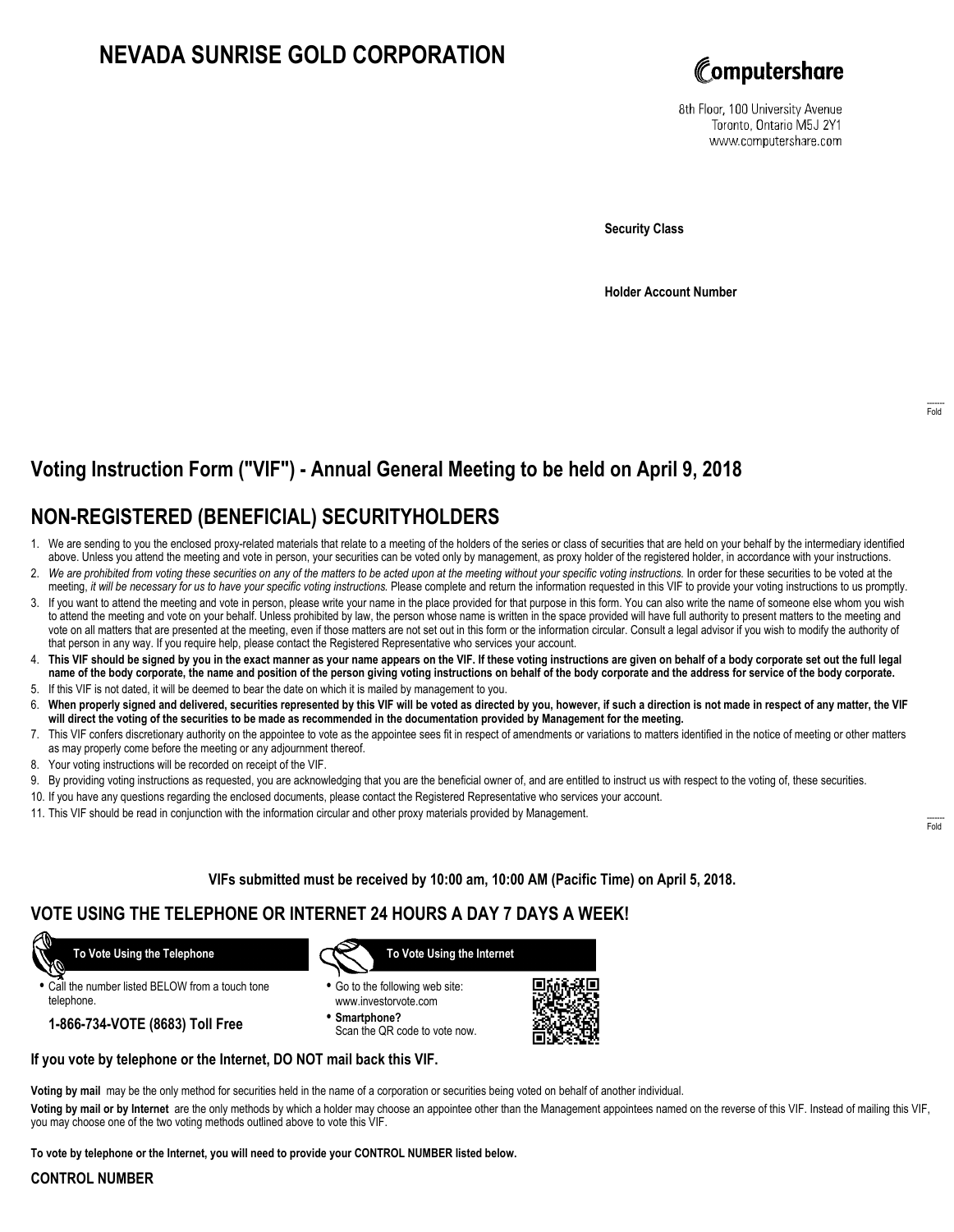# NEVADA SUNRISE GOLD CORPORATION

Computershare

8th Floor, 100 University Avenue
Toronto, Ontario M5J 2Y1
www.computershare.com

**Security Class**

**Holder Account Number**

Fold

## Voting Instruction Form ("VIF") - Annual General Meeting to be held on April 9, 2018

## NON-REGISTERED (BENEFICIAL) SECURITYHOLDERS

1. We are sending to you the enclosed proxy-related materials that relate to a meeting of the holders of the series or class of securities that are held on your behalf by the intermediary identified above. Unless you attend the meeting and vote in person, your securities can be voted only by management, as proxy holder of the registered holder, in accordance with your instructions.
2. *We are prohibited from voting these securities on any of the matters to be acted upon at the meeting without your specific voting instructions.* In order for these securities to be voted at the meeting, *it will be necessary for us to have your specific voting instructions.* Please complete and return the information requested in this VIF to provide your voting instructions to us promptly.
3. If you want to attend the meeting and vote in person, please write your name in the place provided for that purpose in this form. You can also write the name of someone else whom you wish to attend the meeting and vote on your behalf. Unless prohibited by law, the person whose name is written in the space provided will have full authority to present matters to the meeting and vote on all matters that are presented at the meeting, even if those matters are not set out in this form or the information circular. Consult a legal advisor if you wish to modify the authority of that person in any way. If you require help, please contact the Registered Representative who services your account.
4. **This VIF should be signed by you in the exact manner as your name appears on the VIF. If these voting instructions are given on behalf of a body corporate set out the full legal name of the body corporate, the name and position of the person giving voting instructions on behalf of the body corporate and the address for service of the body corporate.**
5. If this VIF is not dated, it will be deemed to bear the date on which it is mailed by management to you.
6. **When properly signed and delivered, securities represented by this VIF will be voted as directed by you, however, if such a direction is not made in respect of any matter, the VIF will direct the voting of the securities to be made as recommended in the documentation provided by Management for the meeting.**
7. This VIF confers discretionary authority on the appointee to vote as the appointee sees fit in respect of amendments or variations to matters identified in the notice of meeting or other matters as may properly come before the meeting or any adjournment thereof.
8. Your voting instructions will be recorded on receipt of the VIF.
9. By providing voting instructions as requested, you are acknowledging that you are the beneficial owner of, and are entitled to instruct us with respect to the voting of, these securities.
10. If you have any questions regarding the enclosed documents, please contact the Registered Representative who services your account.
11. This VIF should be read in conjunction with the information circular and other proxy materials provided by Management.

Fold

**VIFs submitted must be received by 10:00 am, 10:00 AM (Pacific Time) on April 5, 2018.**

## VOTE USING THE TELEPHONE OR INTERNET 24 HOURS A DAY 7 DAYS A WEEK!

**To Vote Using the Telephone**

- Call the number listed BELOW from a touch tone telephone.

**1-866-734-VOTE (8683) Toll Free**

**To Vote Using the Internet**

- Go to the following web site: www.investorvote.com
- **Smartphone?** Scan the QR code to vote now.

**If you vote by telephone or the Internet, DO NOT mail back this VIF.**

**Voting by mail** may be the only method for securities held in the name of a corporation or securities being voted on behalf of another individual.

**Voting by mail or by Internet** are the only methods by which a holder may choose an appointee other than the Management appointees named on the reverse of this VIF. Instead of mailing this VIF, you may choose one of the two voting methods outlined above to vote this VIF.

**To vote by telephone or the Internet, you will need to provide your CONTROL NUMBER listed below.**

**CONTROL NUMBER**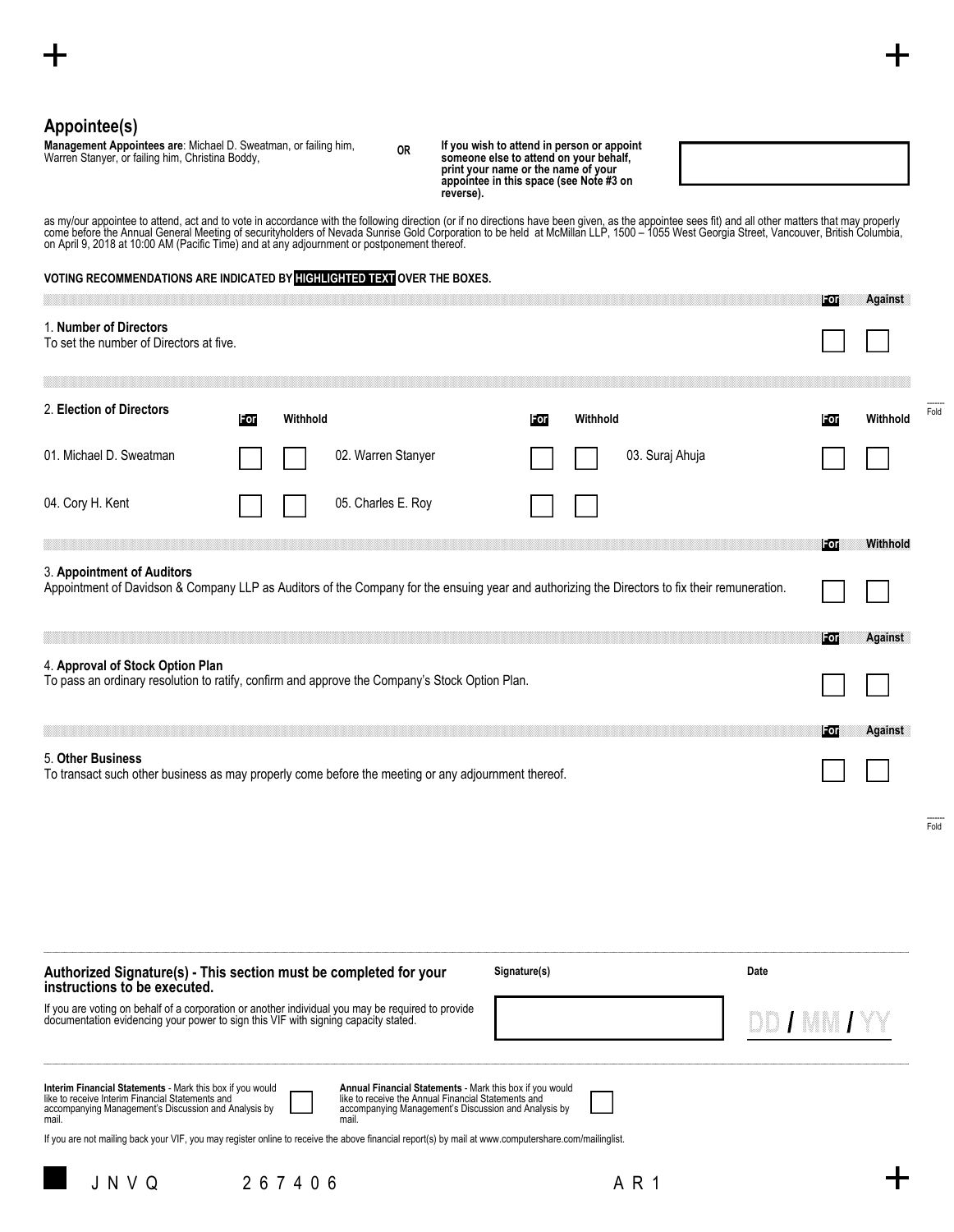## Appointee(s)

**Management Appointees are**: Michael D. Sweatman, or failing him, Warren Stanyer, or failing him, Christina Boddy,

**OR**

**If you wish to attend in person or appoint someone else to attend on your behalf, print your name or the name of your appointee in this space (see Note #3 on reverse).**

as my/our appointee to attend, act and to vote in accordance with the following direction (or if no directions have been given, as the appointee sees fit) and all other matters that may properly come before the Annual General Meeting of securityholders of Nevada Sunrise Gold Corporation to be held at McMillan LLP, 1500 – 1055 West Georgia Street, Vancouver, British Columbia, on April 9, 2018 at 10:00 AM (Pacific Time) and at any adjournment or postponement thereof.

**VOTING RECOMMENDATIONS ARE INDICATED BY HIGHLIGHTED TEXT OVER THE BOXES.**

| | For | Against |
|---|---|---|
| 1. **Number of Directors**<br>To set the number of Directors at five. | ☐ | ☐ |

2. **Election of Directors**

| | For | Withhold | | For | Withhold | | For | Withhold |
|---|---|---|---|---|---|---|---|---|
| 01. Michael D. Sweatman | ☐ | ☐ | 02. Warren Stanyer | ☐ | ☐ | 03. Suraj Ahuja | ☐ | ☐ |
| 04. Cory H. Kent | ☐ | ☐ | 05. Charles E. Roy | ☐ | ☐ | | | |

| | For | Withhold |
|---|---|---|
| 3. **Appointment of Auditors**<br>Appointment of Davidson & Company LLP as Auditors of the Company for the ensuing year and authorizing the Directors to fix their remuneration. | ☐ | ☐ |

| | For | Against |
|---|---|---|
| 4. **Approval of Stock Option Plan**<br>To pass an ordinary resolution to ratify, confirm and approve the Company's Stock Option Plan. | ☐ | ☐ |

| | For | Against |
|---|---|---|
| 5. **Other Business**<br>To transact such other business as may properly come before the meeting or any adjournment thereof. | ☐ | ☐ |

**Authorized Signature(s) - This section must be completed for your instructions to be executed.**

If you are voting on behalf of a corporation or another individual you may be required to provide documentation evidencing your power to sign this VIF with signing capacity stated.

**Signature(s)**

**Date**

DD / MM / YY

**Interim Financial Statements** - Mark this box if you would like to receive Interim Financial Statements and accompanying Management's Discussion and Analysis by mail. ☐

**Annual Financial Statements** - Mark this box if you would like to receive the Annual Financial Statements and accompanying Management's Discussion and Analysis by mail. ☐

If you are not mailing back your VIF, you may register online to receive the above financial report(s) by mail at www.computershare.com/mailinglist.

J N V Q 2 6 7 4 0 6 A R 1